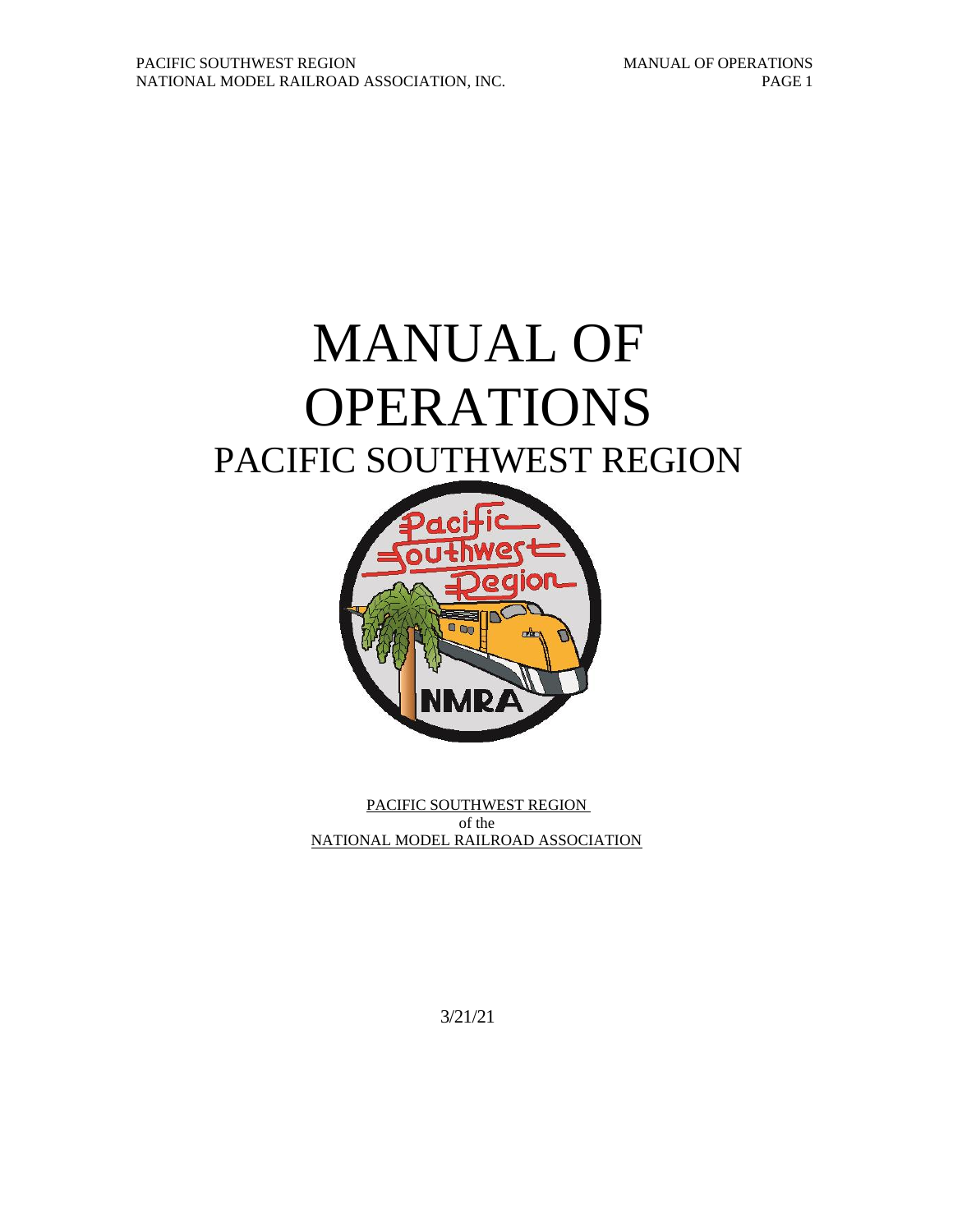# MANUAL OF OPERATIONS

## PACIFIC SOUTHWEST REGION

PACIFIC SOUTHWEST REGION
of the
NATIONAL MODEL RAILROAD ASSOCIATION

3/21/21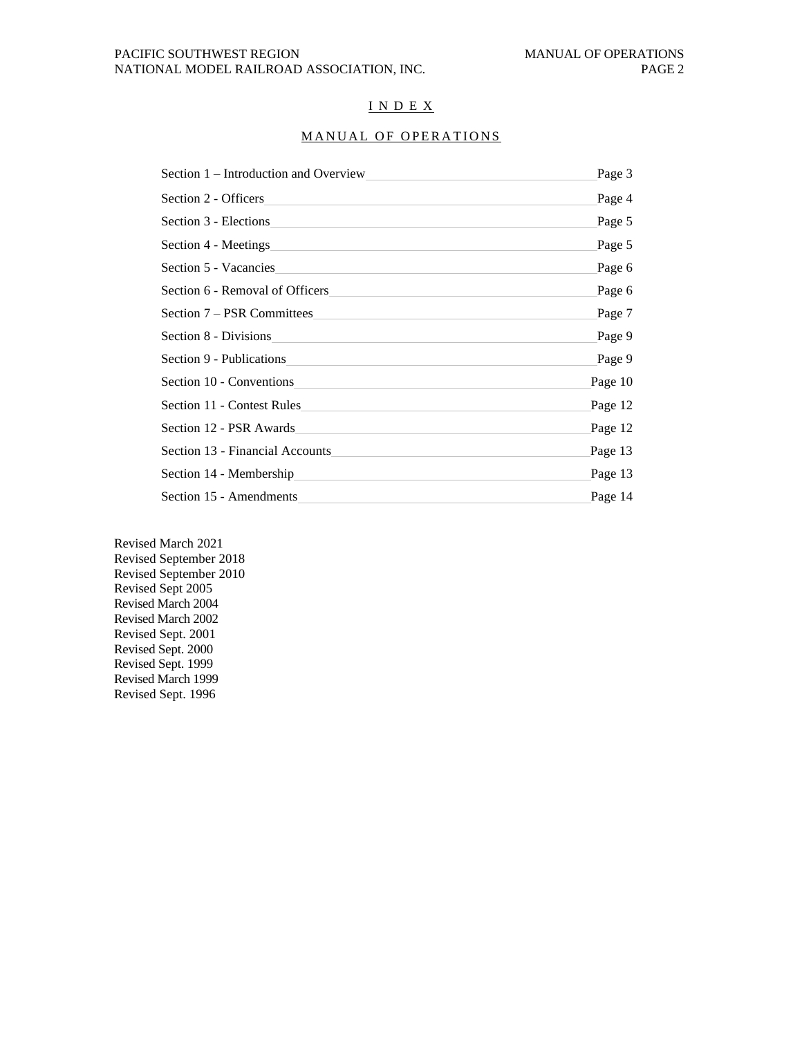# I N D E X

## M A N U A L O F O P E R A T I O N S

| Section | Page |
|---|---|
| Section 1 – Introduction and Overview | Page 3 |
| Section 2 - Officers | Page 4 |
| Section 3 - Elections | Page 5 |
| Section 4 - Meetings | Page 5 |
| Section 5 - Vacancies | Page 6 |
| Section 6 - Removal of Officers | Page 6 |
| Section 7 – PSR Committees | Page 7 |
| Section 8 - Divisions | Page 9 |
| Section 9 - Publications | Page 9 |
| Section 10 - Conventions | Page 10 |
| Section 11 - Contest Rules | Page 12 |
| Section 12 - PSR Awards | Page 12 |
| Section 13 - Financial Accounts | Page 13 |
| Section 14 - Membership | Page 13 |
| Section 15 - Amendments | Page 14 |

Revised March 2021
Revised September 2018
Revised September 2010
Revised Sept 2005
Revised March 2004
Revised March 2002
Revised Sept. 2001
Revised Sept. 2000
Revised Sept. 1999
Revised March 1999
Revised Sept. 1996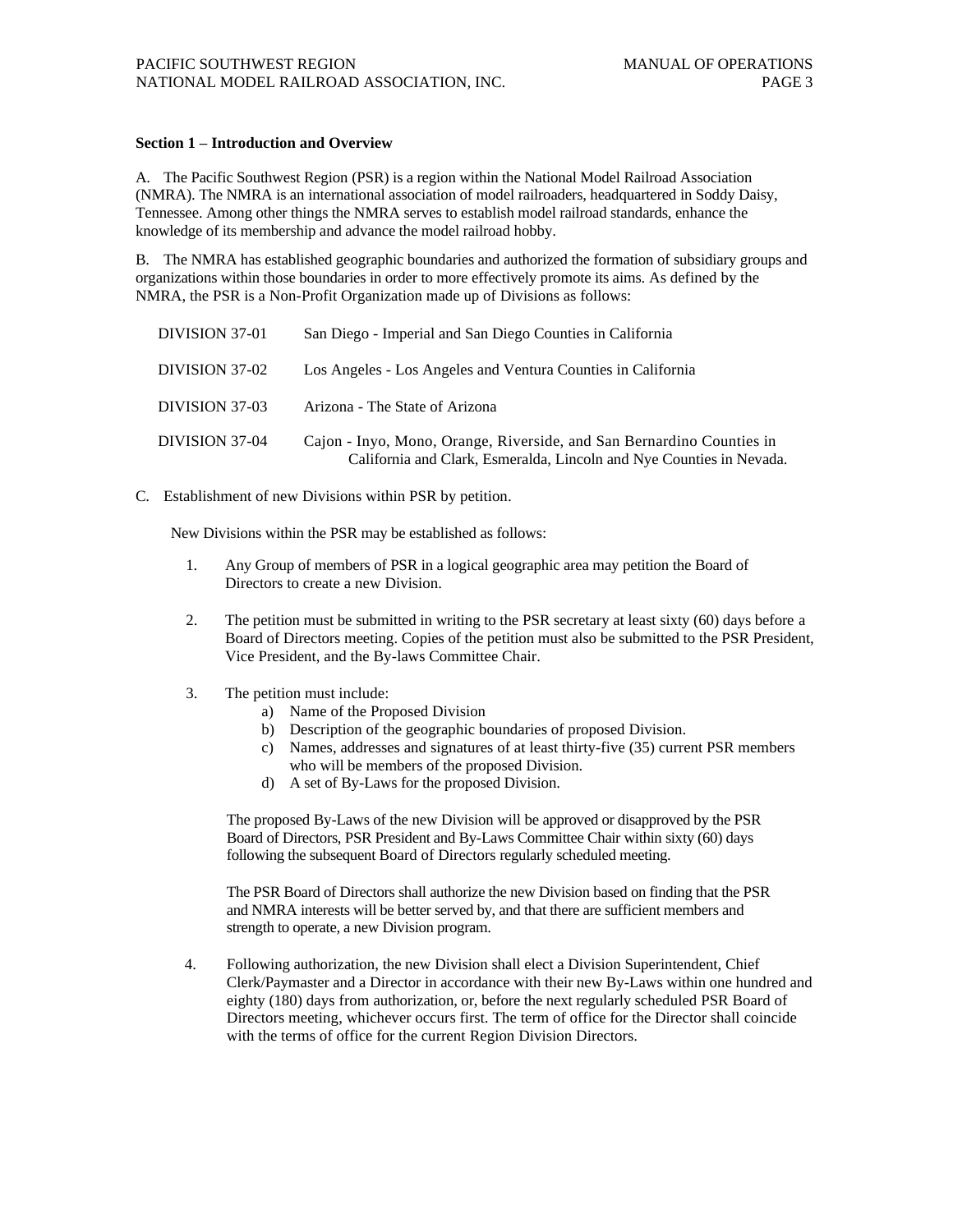**Section 1 – Introduction and Overview**

A. The Pacific Southwest Region (PSR) is a region within the National Model Railroad Association (NMRA). The NMRA is an international association of model railroaders, headquartered in Soddy Daisy, Tennessee. Among other things the NMRA serves to establish model railroad standards, enhance the knowledge of its membership and advance the model railroad hobby.

B. The NMRA has established geographic boundaries and authorized the formation of subsidiary groups and organizations within those boundaries in order to more effectively promote its aims. As defined by the NMRA, the PSR is a Non-Profit Organization made up of Divisions as follows:

| | |
|---|---|
| DIVISION 37-01 | San Diego - Imperial and San Diego Counties in California |
| DIVISION 37-02 | Los Angeles - Los Angeles and Ventura Counties in California |
| DIVISION 37-03 | Arizona - The State of Arizona |
| DIVISION 37-04 | Cajon - Inyo, Mono, Orange, Riverside, and San Bernardino Counties in California and Clark, Esmeralda, Lincoln and Nye Counties in Nevada. |

C. Establishment of new Divisions within PSR by petition.

New Divisions within the PSR may be established as follows:

1. Any Group of members of PSR in a logical geographic area may petition the Board of Directors to create a new Division.

2. The petition must be submitted in writing to the PSR secretary at least sixty (60) days before a Board of Directors meeting. Copies of the petition must also be submitted to the PSR President, Vice President, and the By-laws Committee Chair.

3. The petition must include:
   a) Name of the Proposed Division
   b) Description of the geographic boundaries of proposed Division.
   c) Names, addresses and signatures of at least thirty-five (35) current PSR members who will be members of the proposed Division.
   d) A set of By-Laws for the proposed Division.

   The proposed By-Laws of the new Division will be approved or disapproved by the PSR Board of Directors, PSR President and By-Laws Committee Chair within sixty (60) days following the subsequent Board of Directors regularly scheduled meeting.

   The PSR Board of Directors shall authorize the new Division based on finding that the PSR and NMRA interests will be better served by, and that there are sufficient members and strength to operate, a new Division program.

4. Following authorization, the new Division shall elect a Division Superintendent, Chief Clerk/Paymaster and a Director in accordance with their new By-Laws within one hundred and eighty (180) days from authorization, or, before the next regularly scheduled PSR Board of Directors meeting, whichever occurs first. The term of office for the Director shall coincide with the terms of office for the current Region Division Directors.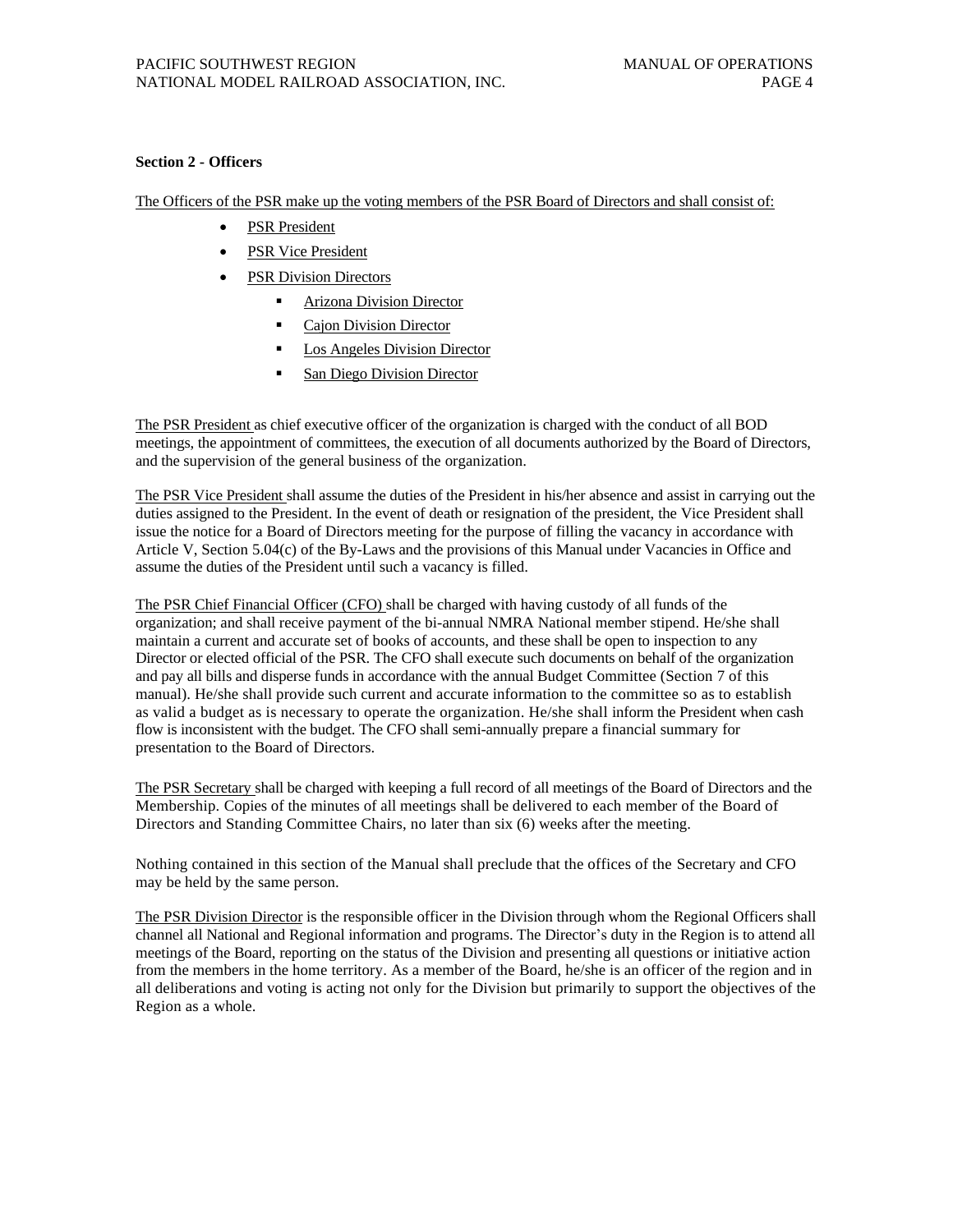**Section 2 - Officers**

The Officers of the PSR make up the voting members of the PSR Board of Directors and shall consist of:

- PSR President
- PSR Vice President
- PSR Division Directors
  - Arizona Division Director
  - Cajon Division Director
  - Los Angeles Division Director
  - San Diego Division Director

The PSR President as chief executive officer of the organization is charged with the conduct of all BOD meetings, the appointment of committees, the execution of all documents authorized by the Board of Directors, and the supervision of the general business of the organization.

The PSR Vice President shall assume the duties of the President in his/her absence and assist in carrying out the duties assigned to the President. In the event of death or resignation of the president, the Vice President shall issue the notice for a Board of Directors meeting for the purpose of filling the vacancy in accordance with Article V, Section 5.04(c) of the By-Laws and the provisions of this Manual under Vacancies in Office and assume the duties of the President until such a vacancy is filled.

The PSR Chief Financial Officer (CFO) shall be charged with having custody of all funds of the organization; and shall receive payment of the bi-annual NMRA National member stipend. He/she shall maintain a current and accurate set of books of accounts, and these shall be open to inspection to any Director or elected official of the PSR. The CFO shall execute such documents on behalf of the organization and pay all bills and disperse funds in accordance with the annual Budget Committee (Section 7 of this manual). He/she shall provide such current and accurate information to the committee so as to establish as valid a budget as is necessary to operate the organization. He/she shall inform the President when cash flow is inconsistent with the budget. The CFO shall semi-annually prepare a financial summary for presentation to the Board of Directors.

The PSR Secretary shall be charged with keeping a full record of all meetings of the Board of Directors and the Membership. Copies of the minutes of all meetings shall be delivered to each member of the Board of Directors and Standing Committee Chairs, no later than six (6) weeks after the meeting.

Nothing contained in this section of the Manual shall preclude that the offices of the Secretary and CFO may be held by the same person.

The PSR Division Director is the responsible officer in the Division through whom the Regional Officers shall channel all National and Regional information and programs. The Director's duty in the Region is to attend all meetings of the Board, reporting on the status of the Division and presenting all questions or initiative action from the members in the home territory. As a member of the Board, he/she is an officer of the region and in all deliberations and voting is acting not only for the Division but primarily to support the objectives of the Region as a whole.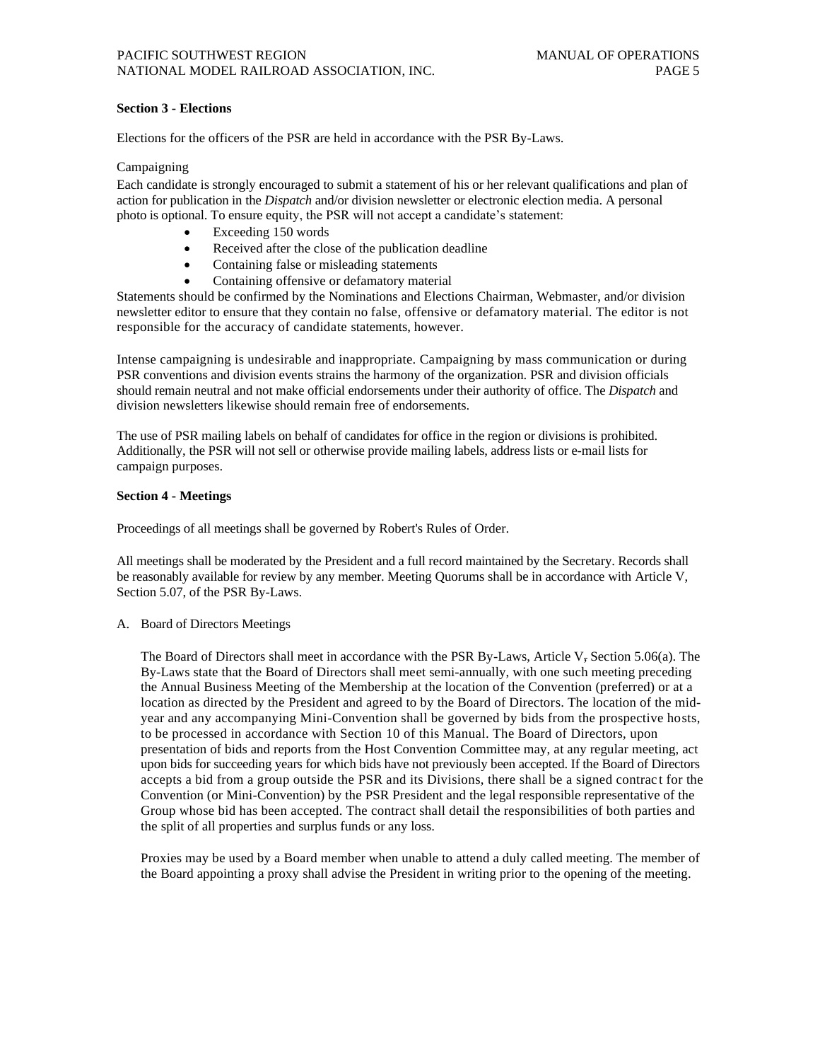**Section 3 - Elections**

Elections for the officers of the PSR are held in accordance with the PSR By-Laws.

Campaigning

Each candidate is strongly encouraged to submit a statement of his or her relevant qualifications and plan of action for publication in the *Dispatch* and/or division newsletter or electronic election media. A personal photo is optional. To ensure equity, the PSR will not accept a candidate's statement:

- Exceeding 150 words
- Received after the close of the publication deadline
- Containing false or misleading statements
- Containing offensive or defamatory material

Statements should be confirmed by the Nominations and Elections Chairman, Webmaster, and/or division newsletter editor to ensure that they contain no false, offensive or defamatory material. The editor is not responsible for the accuracy of candidate statements, however.

Intense campaigning is undesirable and inappropriate. Campaigning by mass communication or during PSR conventions and division events strains the harmony of the organization. PSR and division officials should remain neutral and not make official endorsements under their authority of office. The *Dispatch* and division newsletters likewise should remain free of endorsements.

The use of PSR mailing labels on behalf of candidates for office in the region or divisions is prohibited. Additionally, the PSR will not sell or otherwise provide mailing labels, address lists or e-mail lists for campaign purposes.

**Section 4 - Meetings**

Proceedings of all meetings shall be governed by Robert's Rules of Order.

All meetings shall be moderated by the President and a full record maintained by the Secretary. Records shall be reasonably available for review by any member. Meeting Quorums shall be in accordance with Article V, Section 5.07, of the PSR By-Laws.

A. Board of Directors Meetings

The Board of Directors shall meet in accordance with the PSR By-Laws, Article V, Section 5.06(a). The By-Laws state that the Board of Directors shall meet semi-annually, with one such meeting preceding the Annual Business Meeting of the Membership at the location of the Convention (preferred) or at a location as directed by the President and agreed to by the Board of Directors. The location of the mid-year and any accompanying Mini-Convention shall be governed by bids from the prospective hosts, to be processed in accordance with Section 10 of this Manual. The Board of Directors, upon presentation of bids and reports from the Host Convention Committee may, at any regular meeting, act upon bids for succeeding years for which bids have not previously been accepted. If the Board of Directors accepts a bid from a group outside the PSR and its Divisions, there shall be a signed contract for the Convention (or Mini-Convention) by the PSR President and the legal responsible representative of the Group whose bid has been accepted. The contract shall detail the responsibilities of both parties and the split of all properties and surplus funds or any loss.

Proxies may be used by a Board member when unable to attend a duly called meeting. The member of the Board appointing a proxy shall advise the President in writing prior to the opening of the meeting.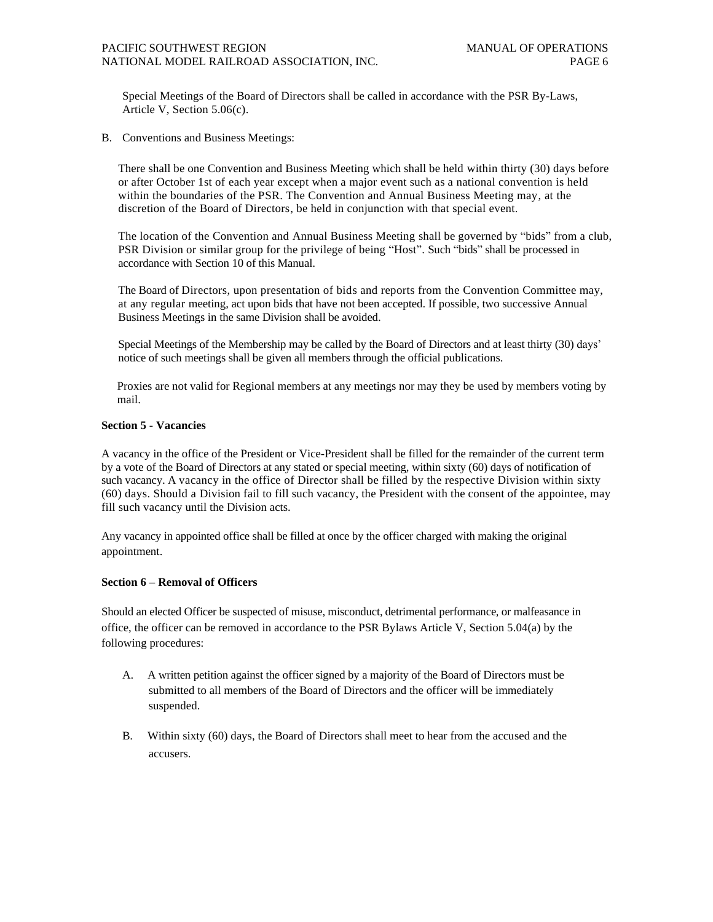Special Meetings of the Board of Directors shall be called in accordance with the PSR By-Laws, Article V, Section 5.06(c).

B. Conventions and Business Meetings:

There shall be one Convention and Business Meeting which shall be held within thirty (30) days before or after October 1st of each year except when a major event such as a national convention is held within the boundaries of the PSR. The Convention and Annual Business Meeting may, at the discretion of the Board of Directors, be held in conjunction with that special event.

The location of the Convention and Annual Business Meeting shall be governed by "bids" from a club, PSR Division or similar group for the privilege of being "Host". Such "bids" shall be processed in accordance with Section 10 of this Manual.

The Board of Directors, upon presentation of bids and reports from the Convention Committee may, at any regular meeting, act upon bids that have not been accepted. If possible, two successive Annual Business Meetings in the same Division shall be avoided.

Special Meetings of the Membership may be called by the Board of Directors and at least thirty (30) days' notice of such meetings shall be given all members through the official publications.

Proxies are not valid for Regional members at any meetings nor may they be used by members voting by mail.

**Section 5 - Vacancies**

A vacancy in the office of the President or Vice-President shall be filled for the remainder of the current term by a vote of the Board of Directors at any stated or special meeting, within sixty (60) days of notification of such vacancy. A vacancy in the office of Director shall be filled by the respective Division within sixty (60) days. Should a Division fail to fill such vacancy, the President with the consent of the appointee, may fill such vacancy until the Division acts.

Any vacancy in appointed office shall be filled at once by the officer charged with making the original appointment.

**Section 6 – Removal of Officers**

Should an elected Officer be suspected of misuse, misconduct, detrimental performance, or malfeasance in office, the officer can be removed in accordance to the PSR Bylaws Article V, Section 5.04(a) by the following procedures:

A. A written petition against the officer signed by a majority of the Board of Directors must be submitted to all members of the Board of Directors and the officer will be immediately suspended.

B. Within sixty (60) days, the Board of Directors shall meet to hear from the accused and the accusers.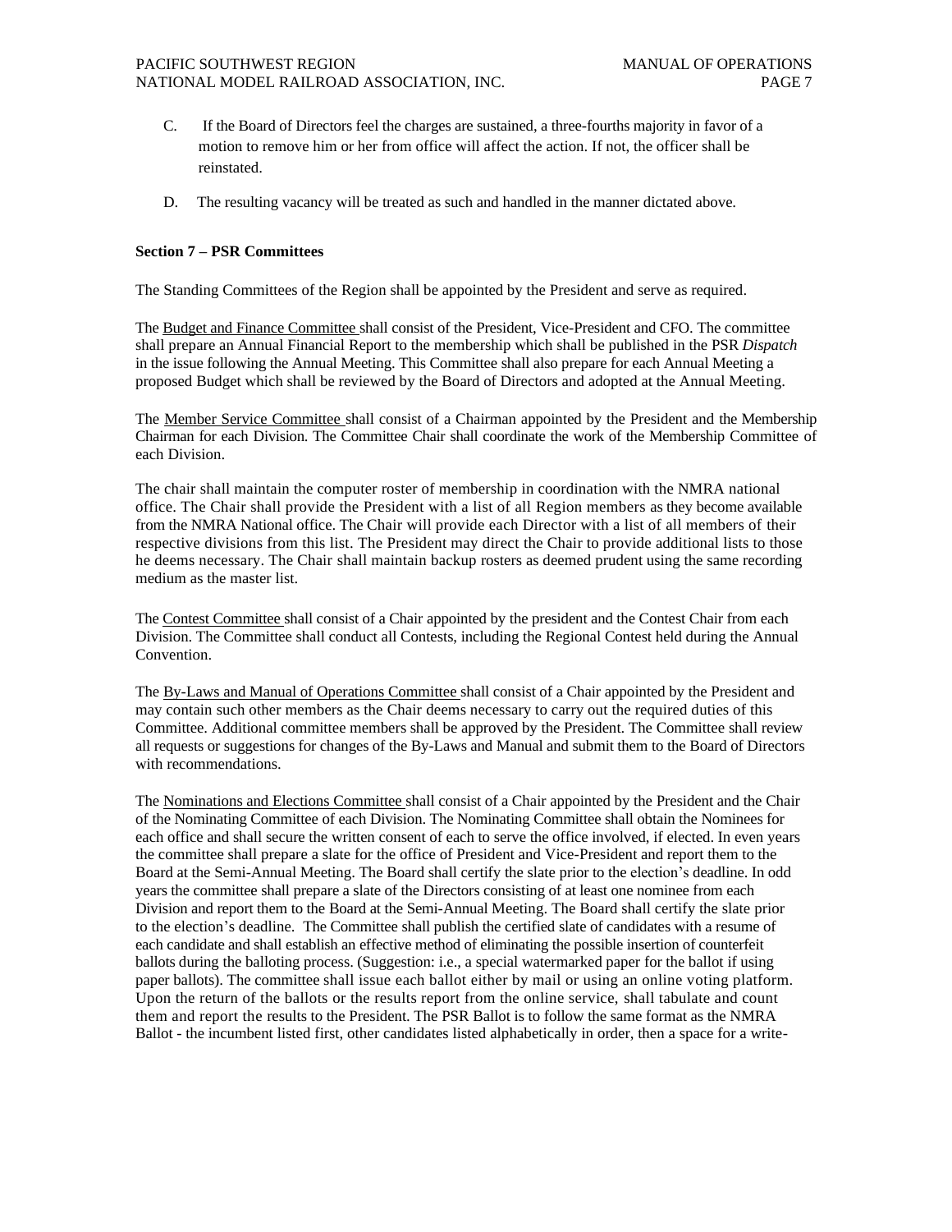C. If the Board of Directors feel the charges are sustained, a three-fourths majority in favor of a motion to remove him or her from office will affect the action. If not, the officer shall be reinstated.

D. The resulting vacancy will be treated as such and handled in the manner dictated above.

**Section 7 – PSR Committees**

The Standing Committees of the Region shall be appointed by the President and serve as required.

The Budget and Finance Committee shall consist of the President, Vice-President and CFO. The committee shall prepare an Annual Financial Report to the membership which shall be published in the PSR *Dispatch* in the issue following the Annual Meeting. This Committee shall also prepare for each Annual Meeting a proposed Budget which shall be reviewed by the Board of Directors and adopted at the Annual Meeting.

The Member Service Committee shall consist of a Chairman appointed by the President and the Membership Chairman for each Division. The Committee Chair shall coordinate the work of the Membership Committee of each Division.

The chair shall maintain the computer roster of membership in coordination with the NMRA national office. The Chair shall provide the President with a list of all Region members as they become available from the NMRA National office. The Chair will provide each Director with a list of all members of their respective divisions from this list. The President may direct the Chair to provide additional lists to those he deems necessary. The Chair shall maintain backup rosters as deemed prudent using the same recording medium as the master list.

The Contest Committee shall consist of a Chair appointed by the president and the Contest Chair from each Division. The Committee shall conduct all Contests, including the Regional Contest held during the Annual Convention.

The By-Laws and Manual of Operations Committee shall consist of a Chair appointed by the President and may contain such other members as the Chair deems necessary to carry out the required duties of this Committee. Additional committee members shall be approved by the President. The Committee shall review all requests or suggestions for changes of the By-Laws and Manual and submit them to the Board of Directors with recommendations.

The Nominations and Elections Committee shall consist of a Chair appointed by the President and the Chair of the Nominating Committee of each Division. The Nominating Committee shall obtain the Nominees for each office and shall secure the written consent of each to serve the office involved, if elected. In even years the committee shall prepare a slate for the office of President and Vice-President and report them to the Board at the Semi-Annual Meeting. The Board shall certify the slate prior to the election's deadline. In odd years the committee shall prepare a slate of the Directors consisting of at least one nominee from each Division and report them to the Board at the Semi-Annual Meeting. The Board shall certify the slate prior to the election's deadline. The Committee shall publish the certified slate of candidates with a resume of each candidate and shall establish an effective method of eliminating the possible insertion of counterfeit ballots during the balloting process. (Suggestion: i.e., a special watermarked paper for the ballot if using paper ballots). The committee shall issue each ballot either by mail or using an online voting platform. Upon the return of the ballots or the results report from the online service, shall tabulate and count them and report the results to the President. The PSR Ballot is to follow the same format as the NMRA Ballot - the incumbent listed first, other candidates listed alphabetically in order, then a space for a write-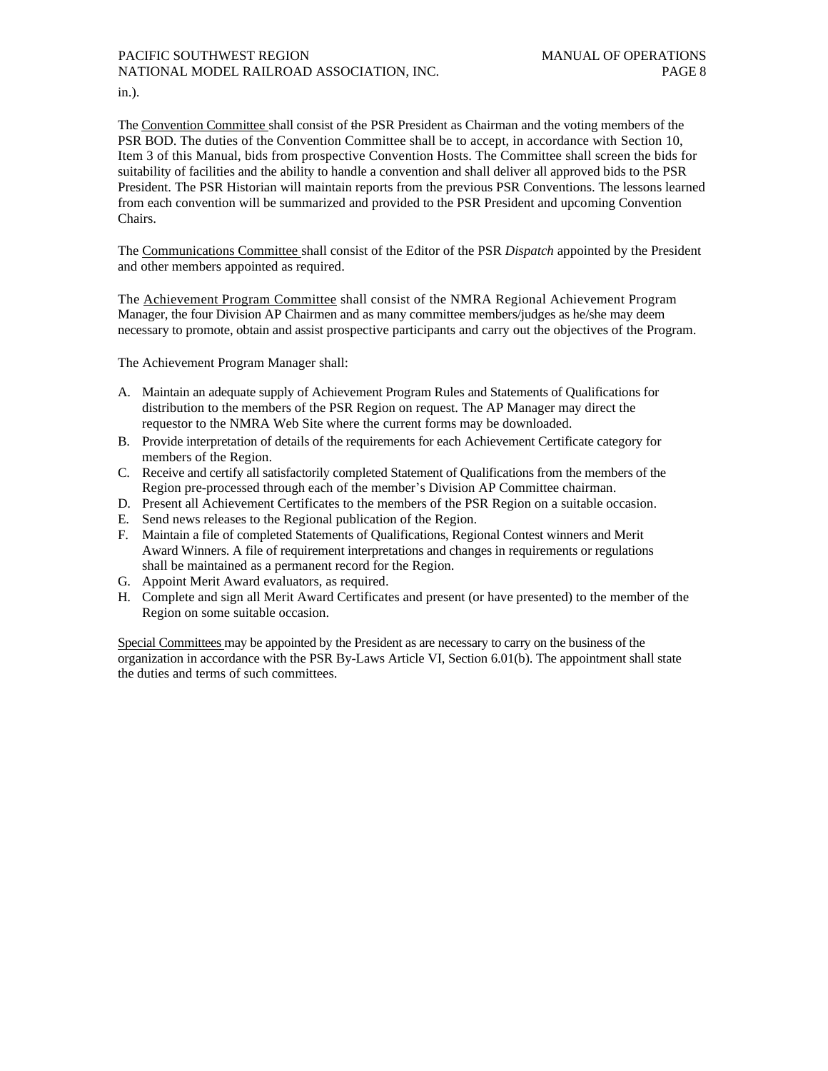in.).

The <u>Convention Committee</u> shall consist of the PSR President as Chairman and the voting members of the PSR BOD. The duties of the Convention Committee shall be to accept, in accordance with Section 10, Item 3 of this Manual, bids from prospective Convention Hosts. The Committee shall screen the bids for suitability of facilities and the ability to handle a convention and shall deliver all approved bids to the PSR President. The PSR Historian will maintain reports from the previous PSR Conventions. The lessons learned from each convention will be summarized and provided to the PSR President and upcoming Convention Chairs.

The <u>Communications Committee</u> shall consist of the Editor of the PSR *Dispatch* appointed by the President and other members appointed as required.

The <u>Achievement Program Committee</u> shall consist of the NMRA Regional Achievement Program Manager, the four Division AP Chairmen and as many committee members/judges as he/she may deem necessary to promote, obtain and assist prospective participants and carry out the objectives of the Program.

The Achievement Program Manager shall:

A. Maintain an adequate supply of Achievement Program Rules and Statements of Qualifications for distribution to the members of the PSR Region on request. The AP Manager may direct the requestor to the NMRA Web Site where the current forms may be downloaded.
B. Provide interpretation of details of the requirements for each Achievement Certificate category for members of the Region.
C. Receive and certify all satisfactorily completed Statement of Qualifications from the members of the Region pre-processed through each of the member's Division AP Committee chairman.
D. Present all Achievement Certificates to the members of the PSR Region on a suitable occasion.
E. Send news releases to the Regional publication of the Region.
F. Maintain a file of completed Statements of Qualifications, Regional Contest winners and Merit Award Winners. A file of requirement interpretations and changes in requirements or regulations shall be maintained as a permanent record for the Region.
G. Appoint Merit Award evaluators, as required.
H. Complete and sign all Merit Award Certificates and present (or have presented) to the member of the Region on some suitable occasion.

<u>Special Committees</u> may be appointed by the President as are necessary to carry on the business of the organization in accordance with the PSR By-Laws Article VI, Section 6.01(b). The appointment shall state the duties and terms of such committees.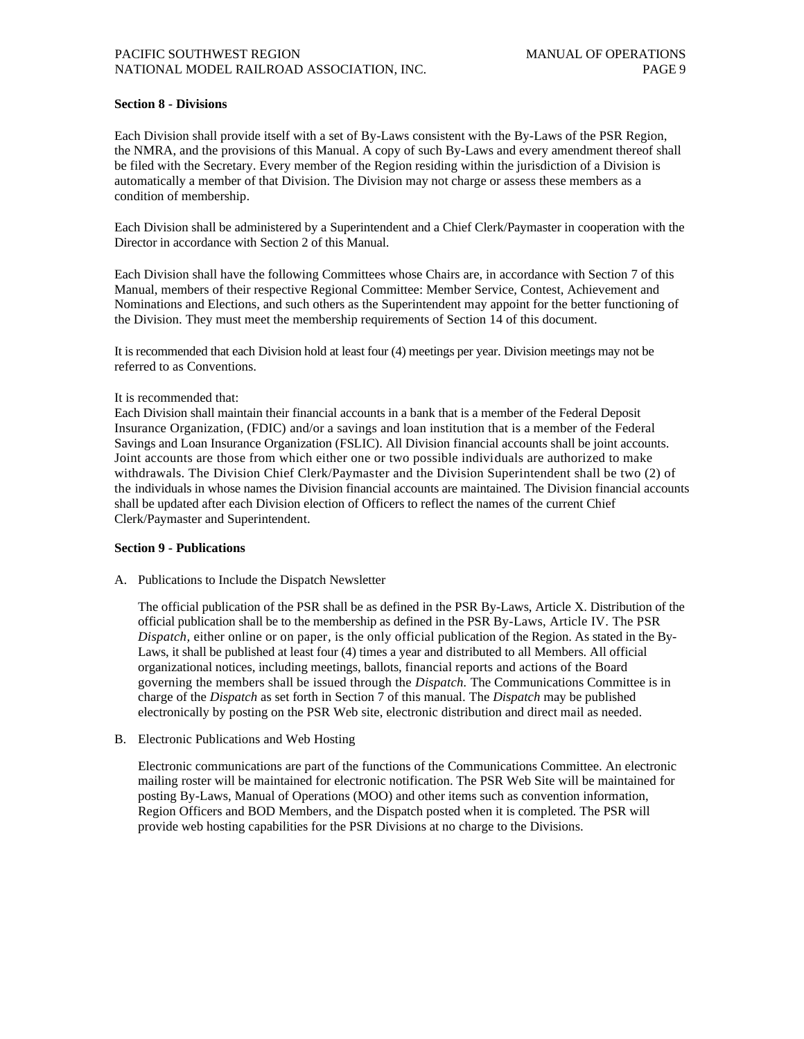**Section 8 - Divisions**

Each Division shall provide itself with a set of By-Laws consistent with the By-Laws of the PSR Region, the NMRA, and the provisions of this Manual. A copy of such By-Laws and every amendment thereof shall be filed with the Secretary. Every member of the Region residing within the jurisdiction of a Division is automatically a member of that Division. The Division may not charge or assess these members as a condition of membership.

Each Division shall be administered by a Superintendent and a Chief Clerk/Paymaster in cooperation with the Director in accordance with Section 2 of this Manual.

Each Division shall have the following Committees whose Chairs are, in accordance with Section 7 of this Manual, members of their respective Regional Committee: Member Service, Contest, Achievement and Nominations and Elections, and such others as the Superintendent may appoint for the better functioning of the Division. They must meet the membership requirements of Section 14 of this document.

It is recommended that each Division hold at least four (4) meetings per year. Division meetings may not be referred to as Conventions.

It is recommended that:
Each Division shall maintain their financial accounts in a bank that is a member of the Federal Deposit Insurance Organization, (FDIC) and/or a savings and loan institution that is a member of the Federal Savings and Loan Insurance Organization (FSLIC). All Division financial accounts shall be joint accounts. Joint accounts are those from which either one or two possible individuals are authorized to make withdrawals. The Division Chief Clerk/Paymaster and the Division Superintendent shall be two (2) of the individuals in whose names the Division financial accounts are maintained. The Division financial accounts shall be updated after each Division election of Officers to reflect the names of the current Chief Clerk/Paymaster and Superintendent.

**Section 9 - Publications**

A. Publications to Include the Dispatch Newsletter

The official publication of the PSR shall be as defined in the PSR By-Laws, Article X. Distribution of the official publication shall be to the membership as defined in the PSR By-Laws, Article IV. The PSR *Dispatch*, either online or on paper, is the only official publication of the Region. As stated in the By-Laws, it shall be published at least four (4) times a year and distributed to all Members. All official organizational notices, including meetings, ballots, financial reports and actions of the Board governing the members shall be issued through the *Dispatch*. The Communications Committee is in charge of the *Dispatch* as set forth in Section 7 of this manual. The *Dispatch* may be published electronically by posting on the PSR Web site, electronic distribution and direct mail as needed.

B. Electronic Publications and Web Hosting

Electronic communications are part of the functions of the Communications Committee. An electronic mailing roster will be maintained for electronic notification. The PSR Web Site will be maintained for posting By-Laws, Manual of Operations (MOO) and other items such as convention information, Region Officers and BOD Members, and the Dispatch posted when it is completed. The PSR will provide web hosting capabilities for the PSR Divisions at no charge to the Divisions.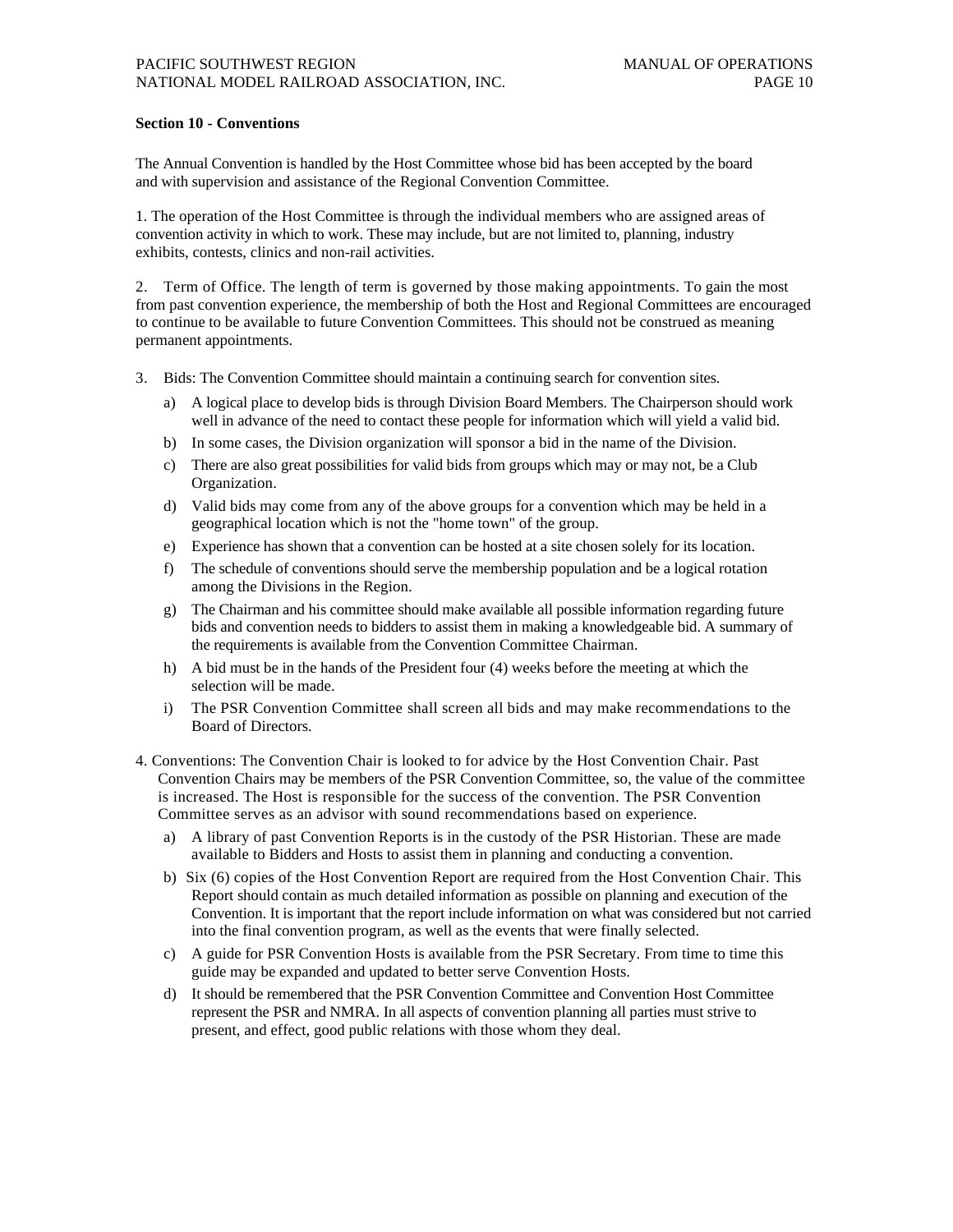## Section 10 - Conventions

The Annual Convention is handled by the Host Committee whose bid has been accepted by the board and with supervision and assistance of the Regional Convention Committee.

1. The operation of the Host Committee is through the individual members who are assigned areas of convention activity in which to work. These may include, but are not limited to, planning, industry exhibits, contests, clinics and non-rail activities.

2. Term of Office. The length of term is governed by those making appointments. To gain the most from past convention experience, the membership of both the Host and Regional Committees are encouraged to continue to be available to future Convention Committees. This should not be construed as meaning permanent appointments.

3. Bids: The Convention Committee should maintain a continuing search for convention sites.
   - a) A logical place to develop bids is through Division Board Members. The Chairperson should work well in advance of the need to contact these people for information which will yield a valid bid.
   - b) In some cases, the Division organization will sponsor a bid in the name of the Division.
   - c) There are also great possibilities for valid bids from groups which may or may not, be a Club Organization.
   - d) Valid bids may come from any of the above groups for a convention which may be held in a geographical location which is not the "home town" of the group.
   - e) Experience has shown that a convention can be hosted at a site chosen solely for its location.
   - f) The schedule of conventions should serve the membership population and be a logical rotation among the Divisions in the Region.
   - g) The Chairman and his committee should make available all possible information regarding future bids and convention needs to bidders to assist them in making a knowledgeable bid. A summary of the requirements is available from the Convention Committee Chairman.
   - h) A bid must be in the hands of the President four (4) weeks before the meeting at which the selection will be made.
   - i) The PSR Convention Committee shall screen all bids and may make recommendations to the Board of Directors.

4. Conventions: The Convention Chair is looked to for advice by the Host Convention Chair. Past Convention Chairs may be members of the PSR Convention Committee, so, the value of the committee is increased. The Host is responsible for the success of the convention. The PSR Convention Committee serves as an advisor with sound recommendations based on experience.
   - a) A library of past Convention Reports is in the custody of the PSR Historian. These are made available to Bidders and Hosts to assist them in planning and conducting a convention.
   - b) Six (6) copies of the Host Convention Report are required from the Host Convention Chair. This Report should contain as much detailed information as possible on planning and execution of the Convention. It is important that the report include information on what was considered but not carried into the final convention program, as well as the events that were finally selected.
   - c) A guide for PSR Convention Hosts is available from the PSR Secretary. From time to time this guide may be expanded and updated to better serve Convention Hosts.
   - d) It should be remembered that the PSR Convention Committee and Convention Host Committee represent the PSR and NMRA. In all aspects of convention planning all parties must strive to present, and effect, good public relations with those whom they deal.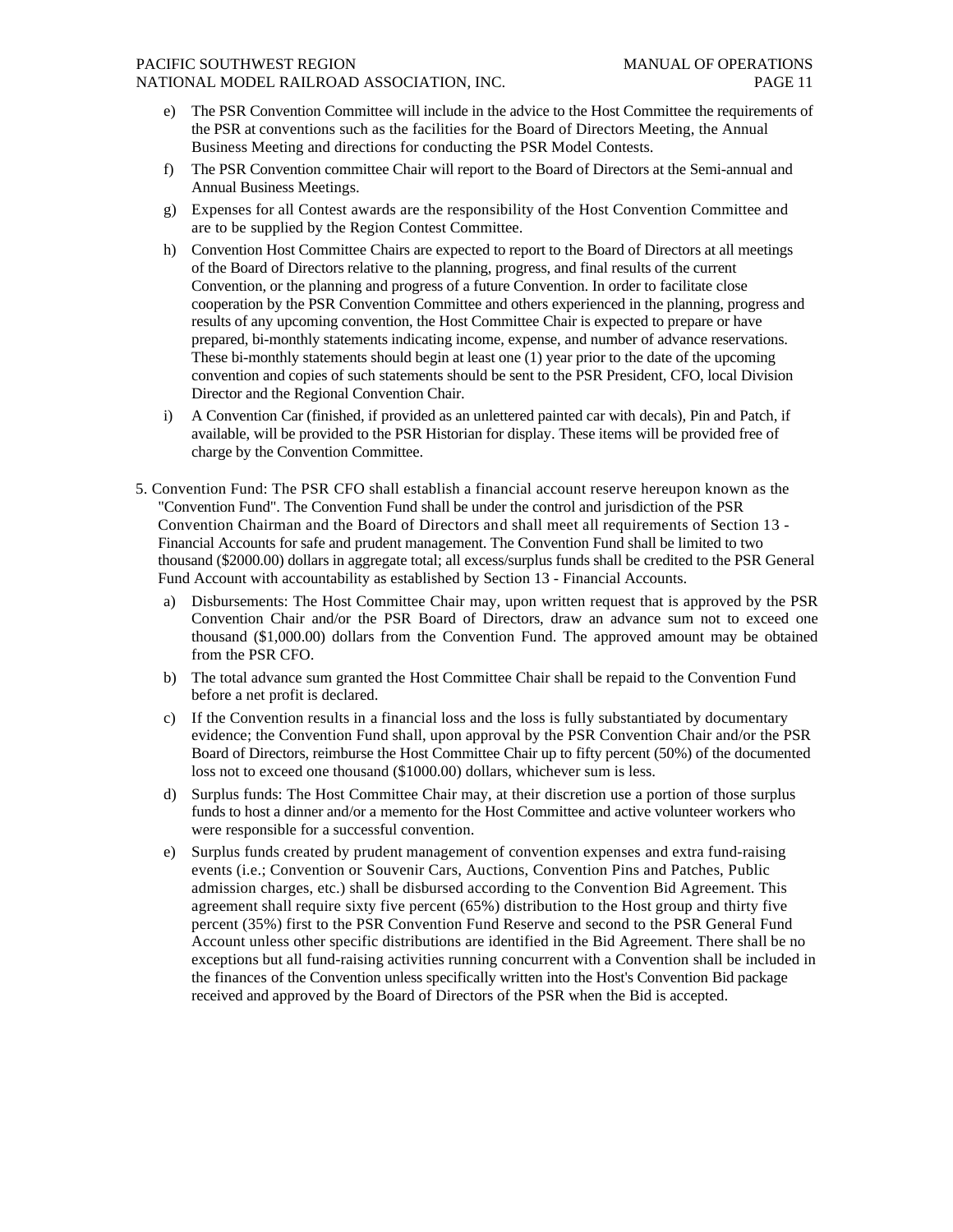e) The PSR Convention Committee will include in the advice to the Host Committee the requirements of the PSR at conventions such as the facilities for the Board of Directors Meeting, the Annual Business Meeting and directions for conducting the PSR Model Contests.

f) The PSR Convention committee Chair will report to the Board of Directors at the Semi-annual and Annual Business Meetings.

g) Expenses for all Contest awards are the responsibility of the Host Convention Committee and are to be supplied by the Region Contest Committee.

h) Convention Host Committee Chairs are expected to report to the Board of Directors at all meetings of the Board of Directors relative to the planning, progress, and final results of the current Convention, or the planning and progress of a future Convention. In order to facilitate close cooperation by the PSR Convention Committee and others experienced in the planning, progress and results of any upcoming convention, the Host Committee Chair is expected to prepare or have prepared, bi-monthly statements indicating income, expense, and number of advance reservations. These bi-monthly statements should begin at least one (1) year prior to the date of the upcoming convention and copies of such statements should be sent to the PSR President, CFO, local Division Director and the Regional Convention Chair.

i) A Convention Car (finished, if provided as an unlettered painted car with decals), Pin and Patch, if available, will be provided to the PSR Historian for display. These items will be provided free of charge by the Convention Committee.

5. Convention Fund: The PSR CFO shall establish a financial account reserve hereupon known as the "Convention Fund". The Convention Fund shall be under the control and jurisdiction of the PSR Convention Chairman and the Board of Directors and shall meet all requirements of Section 13 - Financial Accounts for safe and prudent management. The Convention Fund shall be limited to two thousand ($2000.00) dollars in aggregate total; all excess/surplus funds shall be credited to the PSR General Fund Account with accountability as established by Section 13 - Financial Accounts.

   a) Disbursements: The Host Committee Chair may, upon written request that is approved by the PSR Convention Chair and/or the PSR Board of Directors, draw an advance sum not to exceed one thousand ($1,000.00) dollars from the Convention Fund. The approved amount may be obtained from the PSR CFO.

   b) The total advance sum granted the Host Committee Chair shall be repaid to the Convention Fund before a net profit is declared.

   c) If the Convention results in a financial loss and the loss is fully substantiated by documentary evidence; the Convention Fund shall, upon approval by the PSR Convention Chair and/or the PSR Board of Directors, reimburse the Host Committee Chair up to fifty percent (50%) of the documented loss not to exceed one thousand ($1000.00) dollars, whichever sum is less.

   d) Surplus funds: The Host Committee Chair may, at their discretion use a portion of those surplus funds to host a dinner and/or a memento for the Host Committee and active volunteer workers who were responsible for a successful convention.

   e) Surplus funds created by prudent management of convention expenses and extra fund-raising events (i.e.; Convention or Souvenir Cars, Auctions, Convention Pins and Patches, Public admission charges, etc.) shall be disbursed according to the Convention Bid Agreement. This agreement shall require sixty five percent (65%) distribution to the Host group and thirty five percent (35%) first to the PSR Convention Fund Reserve and second to the PSR General Fund Account unless other specific distributions are identified in the Bid Agreement. There shall be no exceptions but all fund-raising activities running concurrent with a Convention shall be included in the finances of the Convention unless specifically written into the Host's Convention Bid package received and approved by the Board of Directors of the PSR when the Bid is accepted.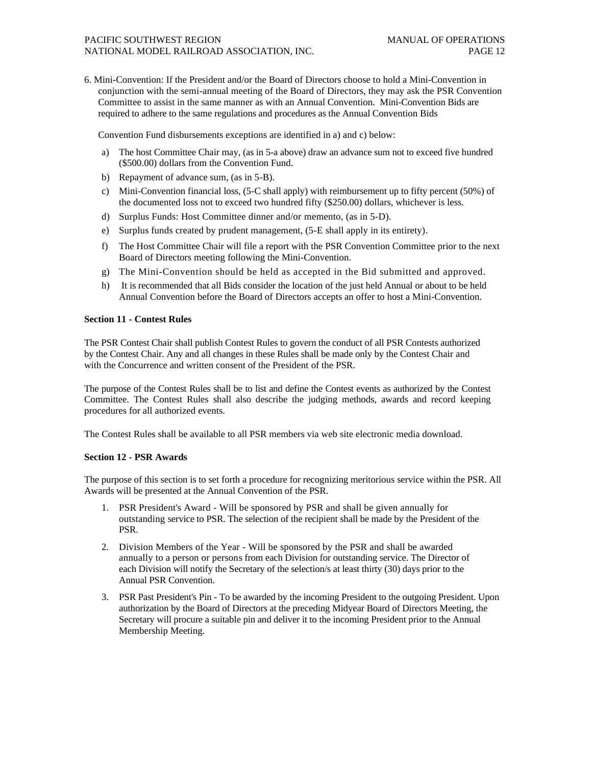6. Mini-Convention: If the President and/or the Board of Directors choose to hold a Mini-Convention in conjunction with the semi-annual meeting of the Board of Directors, they may ask the PSR Convention Committee to assist in the same manner as with an Annual Convention. Mini-Convention Bids are required to adhere to the same regulations and procedures as the Annual Convention Bids

   Convention Fund disbursements exceptions are identified in a) and c) below:

   a) The host Committee Chair may, (as in 5-a above) draw an advance sum not to exceed five hundred ($500.00) dollars from the Convention Fund.
   b) Repayment of advance sum, (as in 5-B).
   c) Mini-Convention financial loss, (5-C shall apply) with reimbursement up to fifty percent (50%) of the documented loss not to exceed two hundred fifty ($250.00) dollars, whichever is less.
   d) Surplus Funds: Host Committee dinner and/or memento, (as in 5-D).
   e) Surplus funds created by prudent management, (5-E shall apply in its entirety).
   f) The Host Committee Chair will file a report with the PSR Convention Committee prior to the next Board of Directors meeting following the Mini-Convention.
   g) The Mini-Convention should be held as accepted in the Bid submitted and approved.
   h) It is recommended that all Bids consider the location of the just held Annual or about to be held Annual Convention before the Board of Directors accepts an offer to host a Mini-Convention.

**Section 11 - Contest Rules**

The PSR Contest Chair shall publish Contest Rules to govern the conduct of all PSR Contests authorized by the Contest Chair. Any and all changes in these Rules shall be made only by the Contest Chair and with the Concurrence and written consent of the President of the PSR.

The purpose of the Contest Rules shall be to list and define the Contest events as authorized by the Contest Committee. The Contest Rules shall also describe the judging methods, awards and record keeping procedures for all authorized events.

The Contest Rules shall be available to all PSR members via web site electronic media download.

**Section 12 - PSR Awards**

The purpose of this section is to set forth a procedure for recognizing meritorious service within the PSR. All Awards will be presented at the Annual Convention of the PSR.

1. PSR President's Award - Will be sponsored by PSR and shall be given annually for outstanding service to PSR. The selection of the recipient shall be made by the President of the PSR.
2. Division Members of the Year - Will be sponsored by the PSR and shall be awarded annually to a person or persons from each Division for outstanding service. The Director of each Division will notify the Secretary of the selection/s at least thirty (30) days prior to the Annual PSR Convention.
3. PSR Past President's Pin - To be awarded by the incoming President to the outgoing President. Upon authorization by the Board of Directors at the preceding Midyear Board of Directors Meeting, the Secretary will procure a suitable pin and deliver it to the incoming President prior to the Annual Membership Meeting.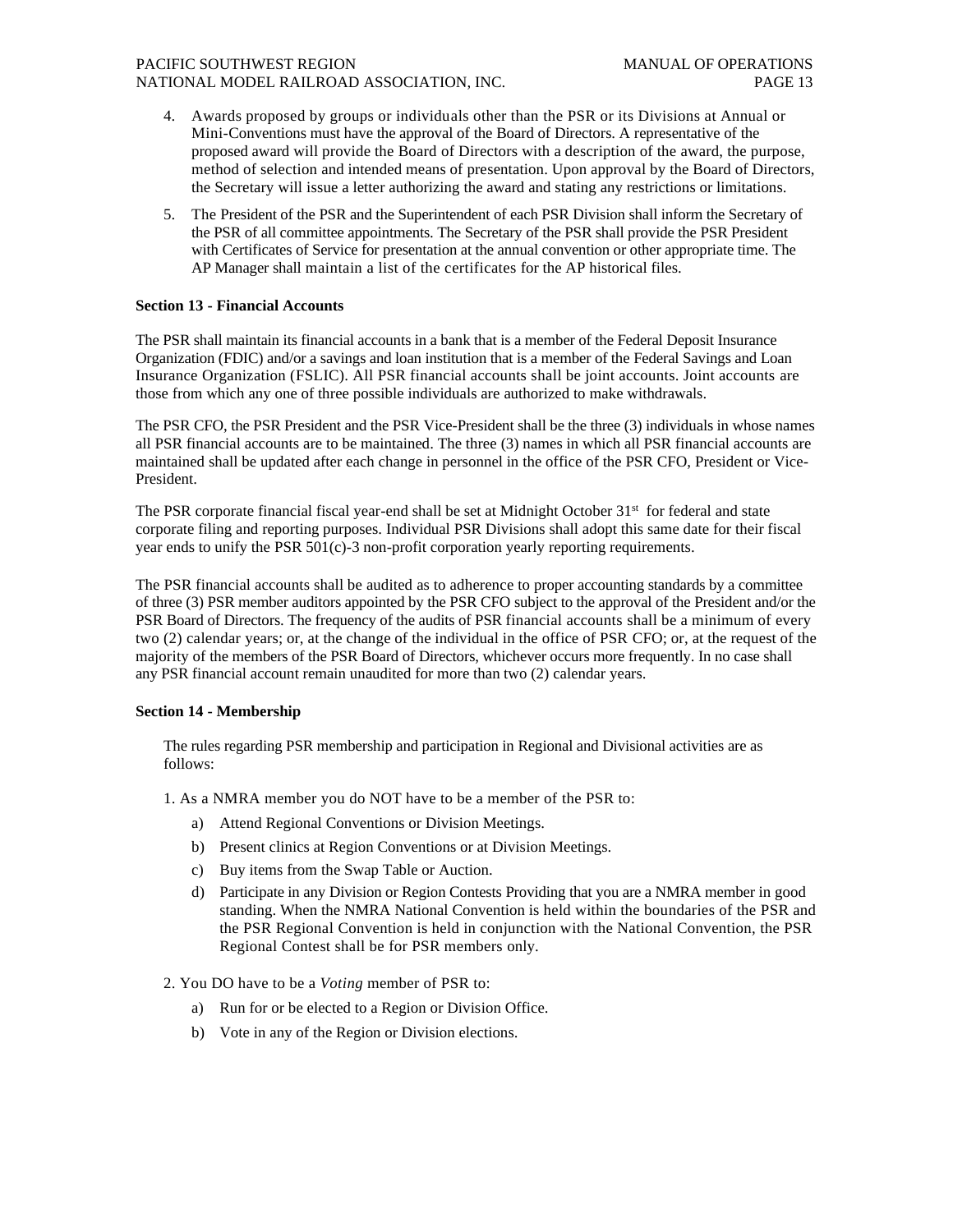4. Awards proposed by groups or individuals other than the PSR or its Divisions at Annual or Mini-Conventions must have the approval of the Board of Directors. A representative of the proposed award will provide the Board of Directors with a description of the award, the purpose, method of selection and intended means of presentation. Upon approval by the Board of Directors, the Secretary will issue a letter authorizing the award and stating any restrictions or limitations.

5. The President of the PSR and the Superintendent of each PSR Division shall inform the Secretary of the PSR of all committee appointments. The Secretary of the PSR shall provide the PSR President with Certificates of Service for presentation at the annual convention or other appropriate time. The AP Manager shall maintain a list of the certificates for the AP historical files.

**Section 13 - Financial Accounts**

The PSR shall maintain its financial accounts in a bank that is a member of the Federal Deposit Insurance Organization (FDIC) and/or a savings and loan institution that is a member of the Federal Savings and Loan Insurance Organization (FSLIC). All PSR financial accounts shall be joint accounts. Joint accounts are those from which any one of three possible individuals are authorized to make withdrawals.

The PSR CFO, the PSR President and the PSR Vice-President shall be the three (3) individuals in whose names all PSR financial accounts are to be maintained. The three (3) names in which all PSR financial accounts are maintained shall be updated after each change in personnel in the office of the PSR CFO, President or Vice-President.

The PSR corporate financial fiscal year-end shall be set at Midnight October 31st for federal and state corporate filing and reporting purposes. Individual PSR Divisions shall adopt this same date for their fiscal year ends to unify the PSR 501(c)-3 non-profit corporation yearly reporting requirements.

The PSR financial accounts shall be audited as to adherence to proper accounting standards by a committee of three (3) PSR member auditors appointed by the PSR CFO subject to the approval of the President and/or the PSR Board of Directors. The frequency of the audits of PSR financial accounts shall be a minimum of every two (2) calendar years; or, at the change of the individual in the office of PSR CFO; or, at the request of the majority of the members of the PSR Board of Directors, whichever occurs more frequently. In no case shall any PSR financial account remain unaudited for more than two (2) calendar years.

**Section 14 - Membership**

The rules regarding PSR membership and participation in Regional and Divisional activities are as follows:

1. As a NMRA member you do NOT have to be a member of the PSR to:
   a) Attend Regional Conventions or Division Meetings.
   b) Present clinics at Region Conventions or at Division Meetings.
   c) Buy items from the Swap Table or Auction.
   d) Participate in any Division or Region Contests Providing that you are a NMRA member in good standing. When the NMRA National Convention is held within the boundaries of the PSR and the PSR Regional Convention is held in conjunction with the National Convention, the PSR Regional Contest shall be for PSR members only.

2. You DO have to be a *Voting* member of PSR to:
   a) Run for or be elected to a Region or Division Office.
   b) Vote in any of the Region or Division elections.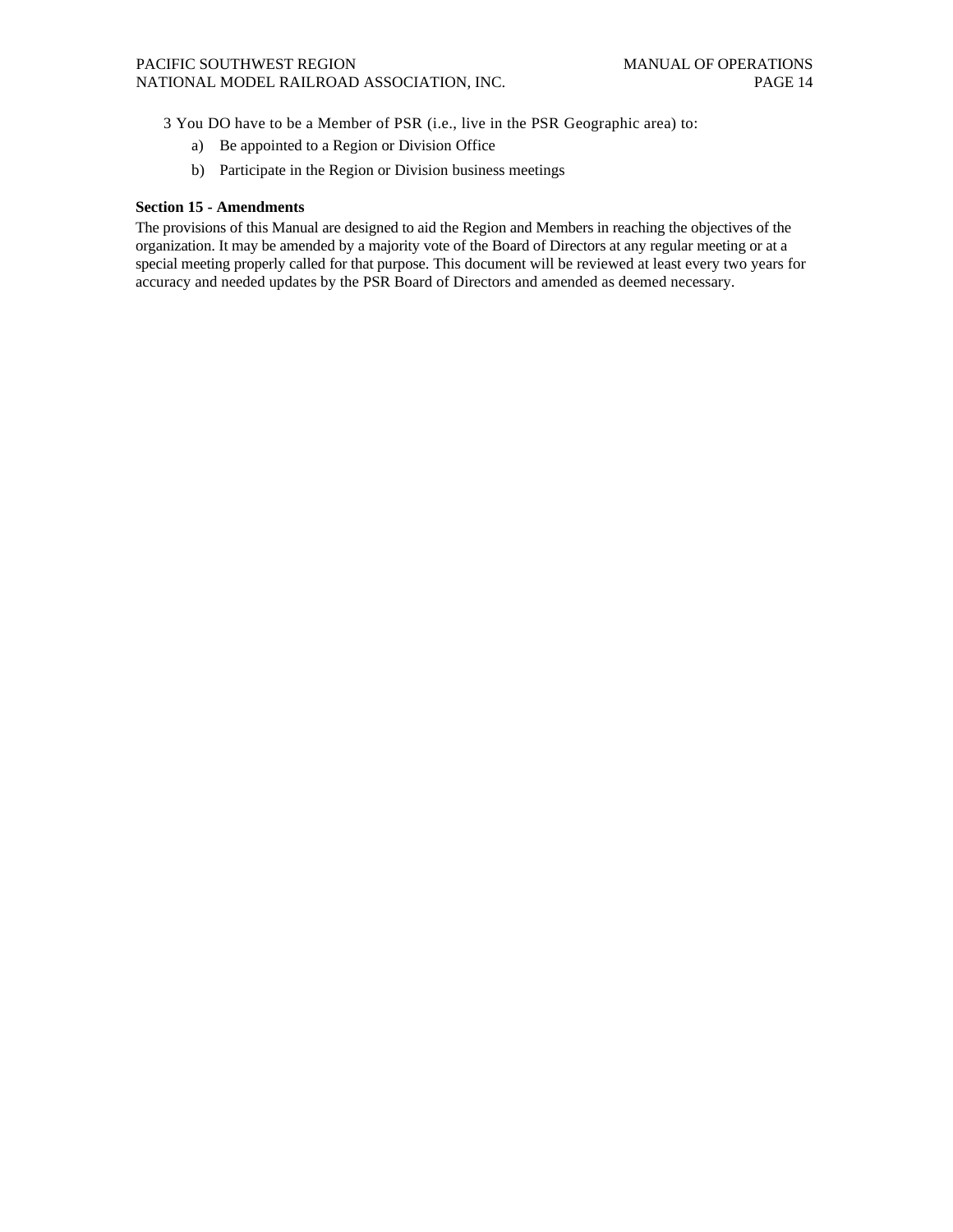3 You DO have to be a Member of PSR (i.e., live in the PSR Geographic area) to:

a) Be appointed to a Region or Division Office

b) Participate in the Region or Division business meetings

**Section 15 - Amendments**

The provisions of this Manual are designed to aid the Region and Members in reaching the objectives of the organization. It may be amended by a majority vote of the Board of Directors at any regular meeting or at a special meeting properly called for that purpose. This document will be reviewed at least every two years for accuracy and needed updates by the PSR Board of Directors and amended as deemed necessary.